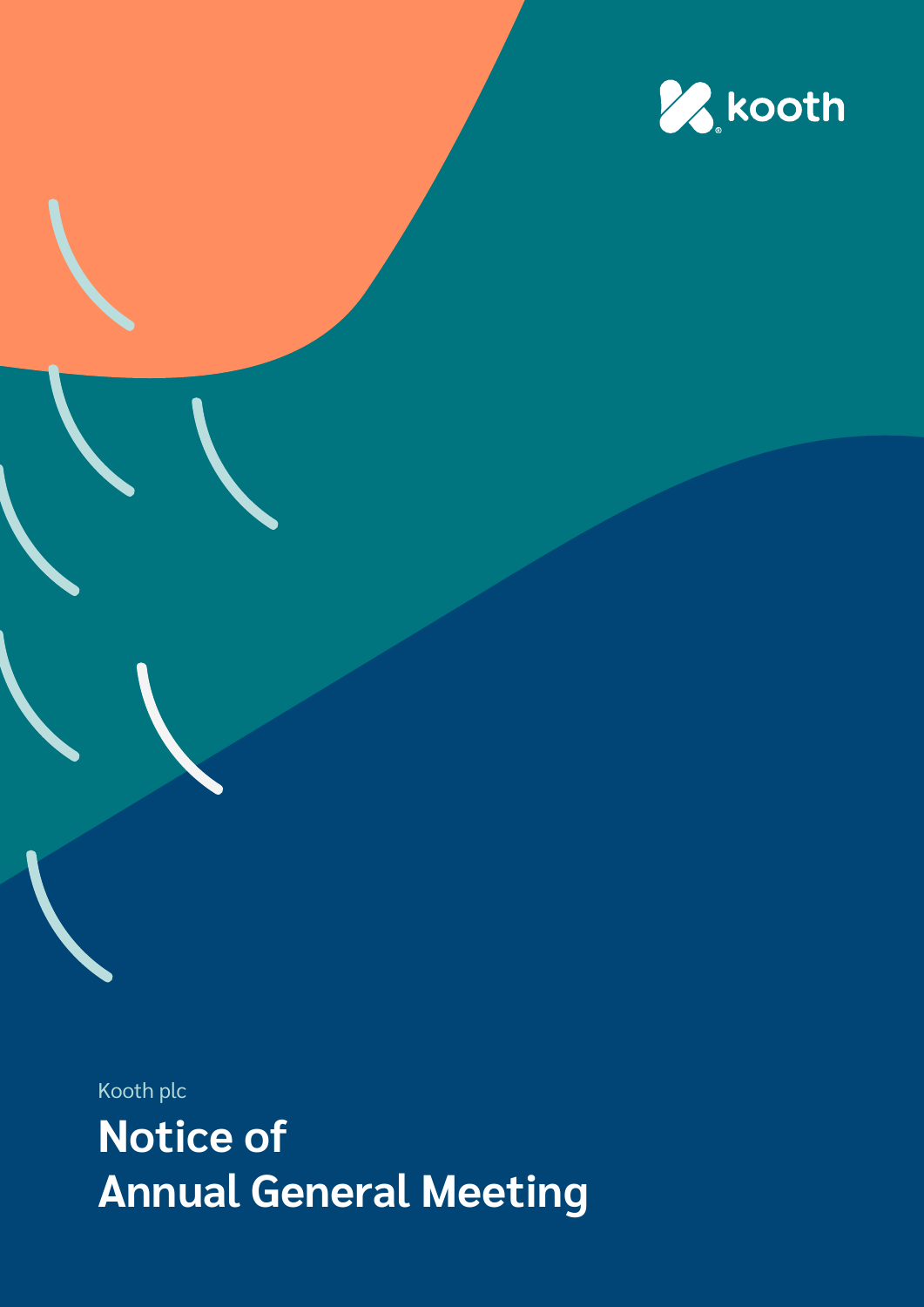kooth

Kooth plc

# Notice of Annual General Meeting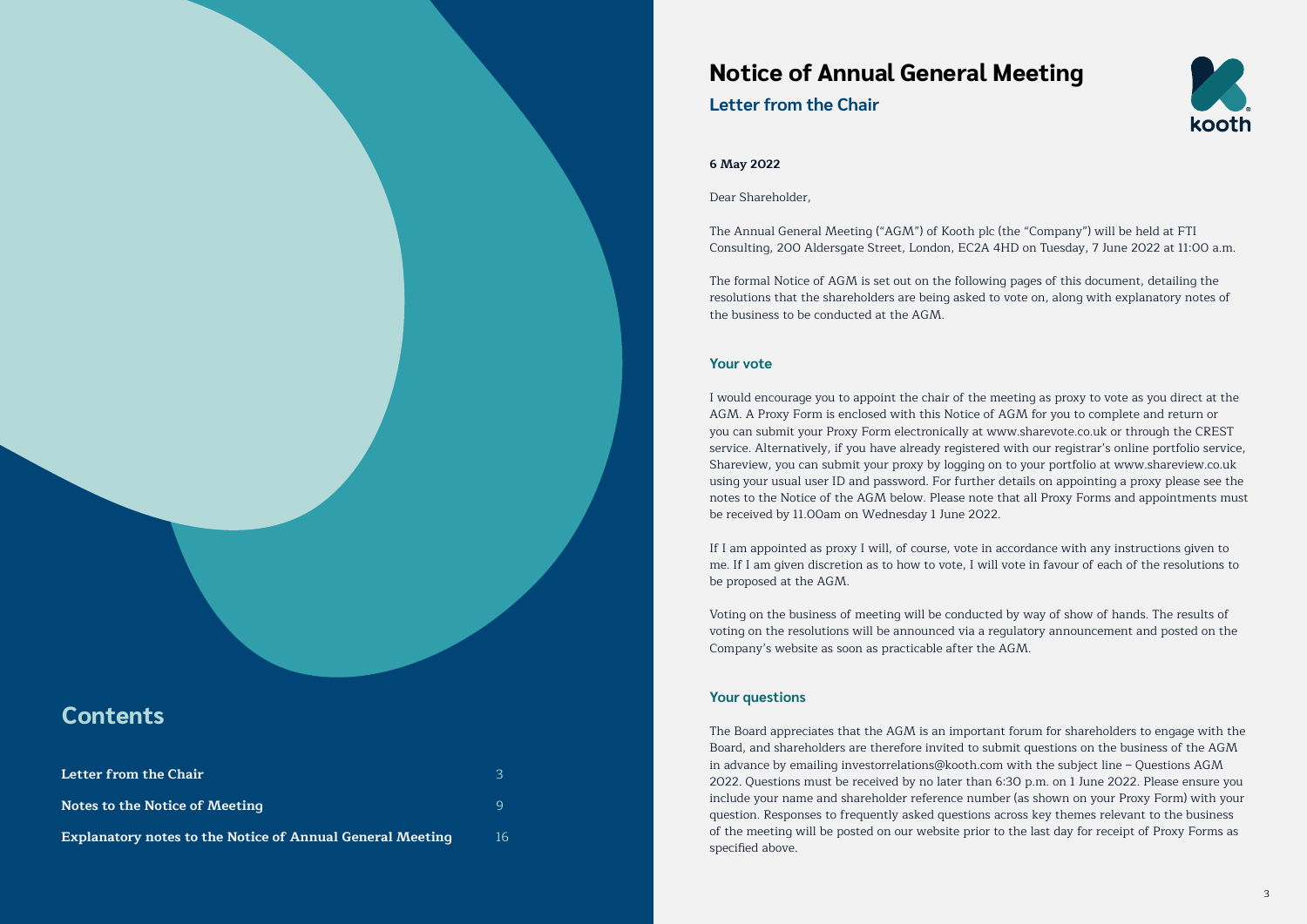## Contents

| | |
|---|---|
| **Letter from the Chair** | 3 |
| **Notes to the Notice of Meeting** | 9 |
| **Explanatory notes to the Notice of Annual General Meeting** | 16 |

# Notice of Annual General Meeting

## Letter from the Chair

**6 May 2022**

Dear Shareholder,

The Annual General Meeting ("AGM") of Kooth plc (the "Company") will be held at FTI Consulting, 200 Aldersgate Street, London, EC2A 4HD on Tuesday, 7 June 2022 at 11:00 a.m.

The formal Notice of AGM is set out on the following pages of this document, detailing the resolutions that the shareholders are being asked to vote on, along with explanatory notes of the business to be conducted at the AGM.

### Your vote

I would encourage you to appoint the chair of the meeting as proxy to vote as you direct at the AGM. A Proxy Form is enclosed with this Notice of AGM for you to complete and return or you can submit your Proxy Form electronically at www.sharevote.co.uk or through the CREST service. Alternatively, if you have already registered with our registrar's online portfolio service, Shareview, you can submit your proxy by logging on to your portfolio at www.shareview.co.uk using your usual user ID and password. For further details on appointing a proxy please see the notes to the Notice of the AGM below. Please note that all Proxy Forms and appointments must be received by 11.00am on Wednesday 1 June 2022.

If I am appointed as proxy I will, of course, vote in accordance with any instructions given to me. If I am given discretion as to how to vote, I will vote in favour of each of the resolutions to be proposed at the AGM.

Voting on the business of meeting will be conducted by way of show of hands. The results of voting on the resolutions will be announced via a regulatory announcement and posted on the Company's website as soon as practicable after the AGM.

### Your questions

The Board appreciates that the AGM is an important forum for shareholders to engage with the Board, and shareholders are therefore invited to submit questions on the business of the AGM in advance by emailing investorrelations@kooth.com with the subject line – Questions AGM 2022. Questions must be received by no later than 6:30 p.m. on 1 June 2022. Please ensure you include your name and shareholder reference number (as shown on your Proxy Form) with your question. Responses to frequently asked questions across key themes relevant to the business of the meeting will be posted on our website prior to the last day for receipt of Proxy Forms as specified above.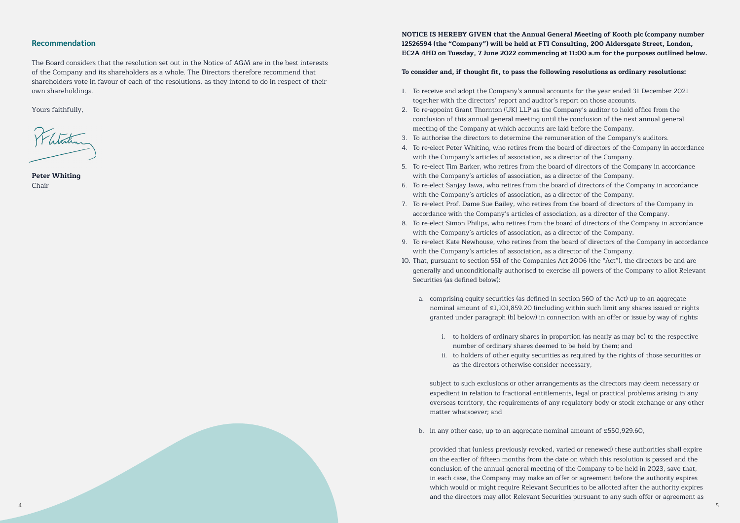## Recommendation

The Board considers that the resolution set out in the Notice of AGM are in the best interests of the Company and its shareholders as a whole. The Directors therefore recommend that shareholders vote in favour of each of the resolutions, as they intend to do in respect of their own shareholdings.

Yours faithfully,

**Peter Whiting**
Chair

**NOTICE IS HEREBY GIVEN that the Annual General Meeting of Kooth plc (company number 12526594 (the "Company") will be held at FTI Consulting, 200 Aldersgate Street, London, EC2A 4HD on Tuesday, 7 June 2022 commencing at 11:00 a.m for the purposes outlined below.**

**To consider and, if thought fit, to pass the following resolutions as ordinary resolutions:**

1. To receive and adopt the Company's annual accounts for the year ended 31 December 2021 together with the directors' report and auditor's report on those accounts.
2. To re-appoint Grant Thornton (UK) LLP as the Company's auditor to hold office from the conclusion of this annual general meeting until the conclusion of the next annual general meeting of the Company at which accounts are laid before the Company.
3. To authorise the directors to determine the remuneration of the Company's auditors.
4. To re-elect Peter Whiting, who retires from the board of directors of the Company in accordance with the Company's articles of association, as a director of the Company.
5. To re-elect Tim Barker, who retires from the board of directors of the Company in accordance with the Company's articles of association, as a director of the Company.
6. To re-elect Sanjay Jawa, who retires from the board of directors of the Company in accordance with the Company's articles of association, as a director of the Company.
7. To re-elect Prof. Dame Sue Bailey, who retires from the board of directors of the Company in accordance with the Company's articles of association, as a director of the Company.
8. To re-elect Simon Philips, who retires from the board of directors of the Company in accordance with the Company's articles of association, as a director of the Company.
9. To re-elect Kate Newhouse, who retires from the board of directors of the Company in accordance with the Company's articles of association, as a director of the Company.
10. That, pursuant to section 551 of the Companies Act 2006 (the "Act"), the directors be and are generally and unconditionally authorised to exercise all powers of the Company to allot Relevant Securities (as defined below):

    a. comprising equity securities (as defined in section 560 of the Act) up to an aggregate nominal amount of £1,101,859.20 (including within such limit any shares issued or rights granted under paragraph (b) below) in connection with an offer or issue by way of rights:

       i. to holders of ordinary shares in proportion (as nearly as may be) to the respective number of ordinary shares deemed to be held by them; and
       ii. to holders of other equity securities as required by the rights of those securities or as the directors otherwise consider necessary,

       subject to such exclusions or other arrangements as the directors may deem necessary or expedient in relation to fractional entitlements, legal or practical problems arising in any overseas territory, the requirements of any regulatory body or stock exchange or any other matter whatsoever; and

    b. in any other case, up to an aggregate nominal amount of £550,929.60,

    provided that (unless previously revoked, varied or renewed) these authorities shall expire on the earlier of fifteen months from the date on which this resolution is passed and the conclusion of the annual general meeting of the Company to be held in 2023, save that, in each case, the Company may make an offer or agreement before the authority expires which would or might require Relevant Securities to be allotted after the authority expires and the directors may allot Relevant Securities pursuant to any such offer or agreement as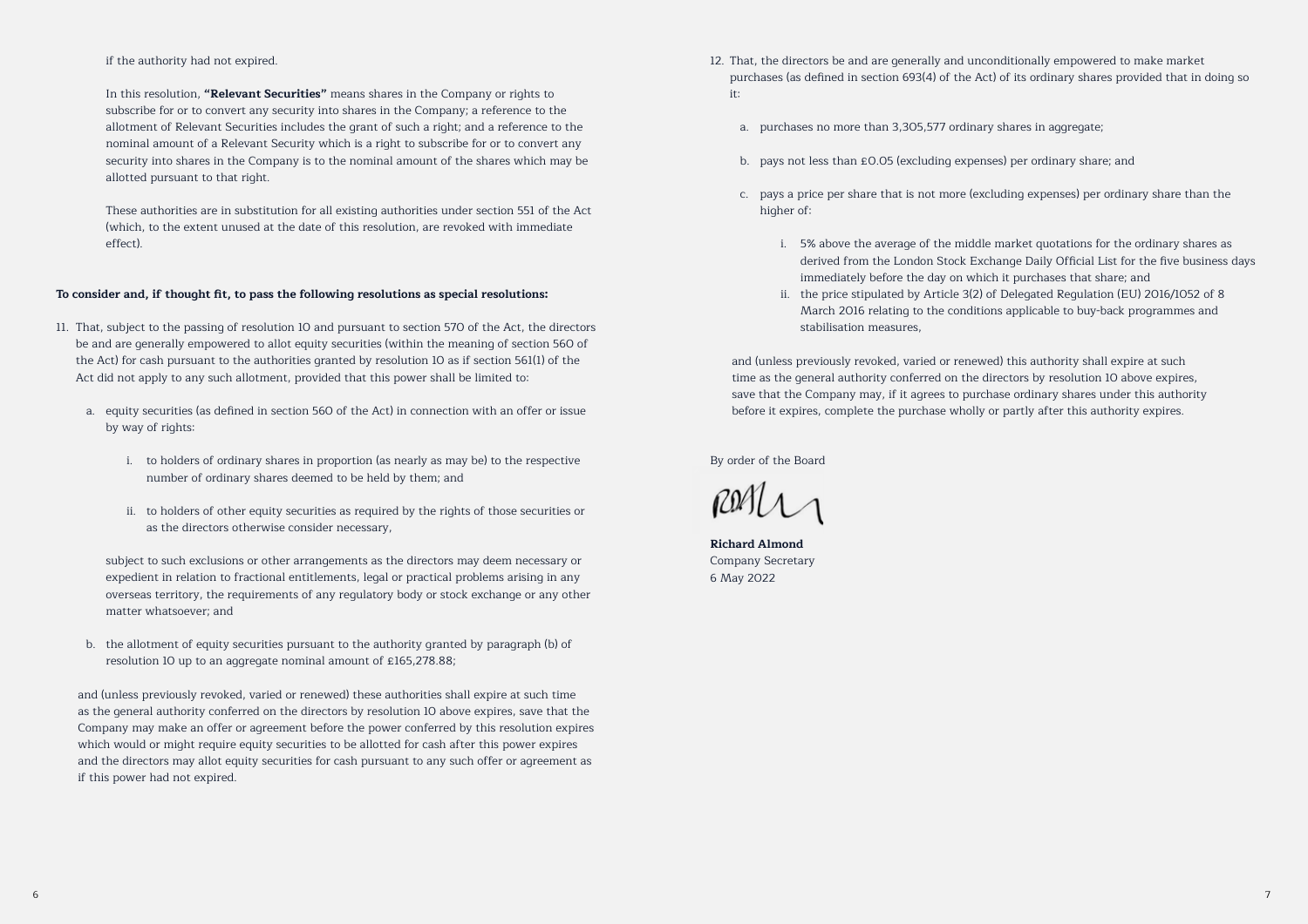if the authority had not expired.

In this resolution, **"Relevant Securities"** means shares in the Company or rights to subscribe for or to convert any security into shares in the Company; a reference to the allotment of Relevant Securities includes the grant of such a right; and a reference to the nominal amount of a Relevant Security which is a right to subscribe for or to convert any security into shares in the Company is to the nominal amount of the shares which may be allotted pursuant to that right.

These authorities are in substitution for all existing authorities under section 551 of the Act (which, to the extent unused at the date of this resolution, are revoked with immediate effect).

**To consider and, if thought fit, to pass the following resolutions as special resolutions:**

11. That, subject to the passing of resolution 10 and pursuant to section 570 of the Act, the directors be and are generally empowered to allot equity securities (within the meaning of section 560 of the Act) for cash pursuant to the authorities granted by resolution 10 as if section 561(1) of the Act did not apply to any such allotment, provided that this power shall be limited to:

    a. equity securities (as defined in section 560 of the Act) in connection with an offer or issue by way of rights:

        i. to holders of ordinary shares in proportion (as nearly as may be) to the respective number of ordinary shares deemed to be held by them; and

        ii. to holders of other equity securities as required by the rights of those securities or as the directors otherwise consider necessary,

    subject to such exclusions or other arrangements as the directors may deem necessary or expedient in relation to fractional entitlements, legal or practical problems arising in any overseas territory, the requirements of any regulatory body or stock exchange or any other matter whatsoever; and

    b. the allotment of equity securities pursuant to the authority granted by paragraph (b) of resolution 10 up to an aggregate nominal amount of £165,278.88;

    and (unless previously revoked, varied or renewed) these authorities shall expire at such time as the general authority conferred on the directors by resolution 10 above expires, save that the Company may make an offer or agreement before the power conferred by this resolution expires which would or might require equity securities to be allotted for cash after this power expires and the directors may allot equity securities for cash pursuant to any such offer or agreement as if this power had not expired.

12. That, the directors be and are generally and unconditionally empowered to make market purchases (as defined in section 693(4) of the Act) of its ordinary shares provided that in doing so it:

    a. purchases no more than 3,305,577 ordinary shares in aggregate;

    b. pays not less than £0.05 (excluding expenses) per ordinary share; and

    c. pays a price per share that is not more (excluding expenses) per ordinary share than the higher of:

        i. 5% above the average of the middle market quotations for the ordinary shares as derived from the London Stock Exchange Daily Official List for the five business days immediately before the day on which it purchases that share; and
        ii. the price stipulated by Article 3(2) of Delegated Regulation (EU) 2016/1052 of 8 March 2016 relating to the conditions applicable to buy-back programmes and stabilisation measures,

    and (unless previously revoked, varied or renewed) this authority shall expire at such time as the general authority conferred on the directors by resolution 10 above expires, save that the Company may, if it agrees to purchase ordinary shares under this authority before it expires, complete the purchase wholly or partly after this authority expires.

By order of the Board

**Richard Almond**
Company Secretary
6 May 2022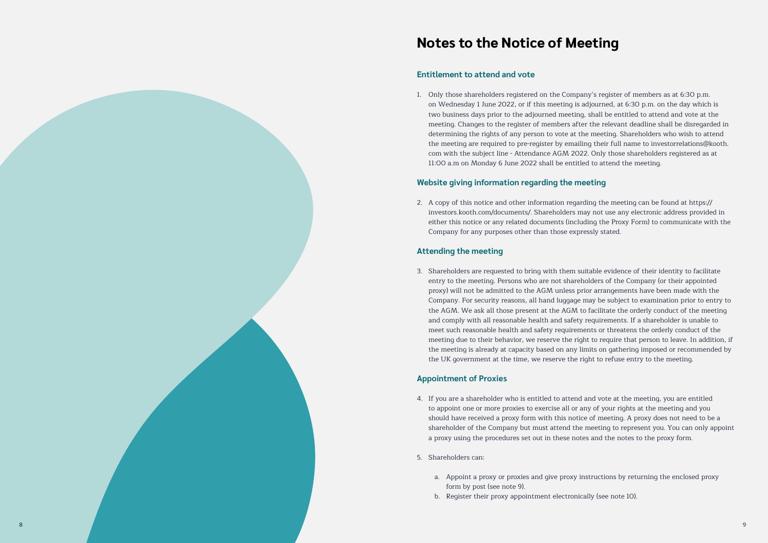# Notes to the Notice of Meeting

## Entitlement to attend and vote

1. Only those shareholders registered on the Company's register of members as at 6:30 p.m. on Wednesday 1 June 2022, or if this meeting is adjourned, at 6:30 p.m. on the day which is two business days prior to the adjourned meeting, shall be entitled to attend and vote at the meeting. Changes to the register of members after the relevant deadline shall be disregarded in determining the rights of any person to vote at the meeting. Shareholders who wish to attend the meeting are required to pre-register by emailing their full name to investorrelations@kooth.com with the subject line - Attendance AGM 2022. Only those shareholders registered as at 11:00 a.m on Monday 6 June 2022 shall be entitled to attend the meeting.

## Website giving information regarding the meeting

2. A copy of this notice and other information regarding the meeting can be found at https://investors.kooth.com/documents/. Shareholders may not use any electronic address provided in either this notice or any related documents (including the Proxy Form) to communicate with the Company for any purposes other than those expressly stated.

## Attending the meeting

3. Shareholders are requested to bring with them suitable evidence of their identity to facilitate entry to the meeting. Persons who are not shareholders of the Company (or their appointed proxy) will not be admitted to the AGM unless prior arrangements have been made with the Company. For security reasons, all hand luggage may be subject to examination prior to entry to the AGM. We ask all those present at the AGM to facilitate the orderly conduct of the meeting and comply with all reasonable health and safety requirements. If a shareholder is unable to meet such reasonable health and safety requirements or threatens the orderly conduct of the meeting due to their behavior, we reserve the right to require that person to leave. In addition, if the meeting is already at capacity based on any limits on gathering imposed or recommended by the UK government at the time, we reserve the right to refuse entry to the meeting.

## Appointment of Proxies

4. If you are a shareholder who is entitled to attend and vote at the meeting, you are entitled to appoint one or more proxies to exercise all or any of your rights at the meeting and you should have received a proxy form with this notice of meeting. A proxy does not need to be a shareholder of the Company but must attend the meeting to represent you. You can only appoint a proxy using the procedures set out in these notes and the notes to the proxy form.

5. Shareholders can:

    a. Appoint a proxy or proxies and give proxy instructions by returning the enclosed proxy form by post (see note 9).
    b. Register their proxy appointment electronically (see note 10).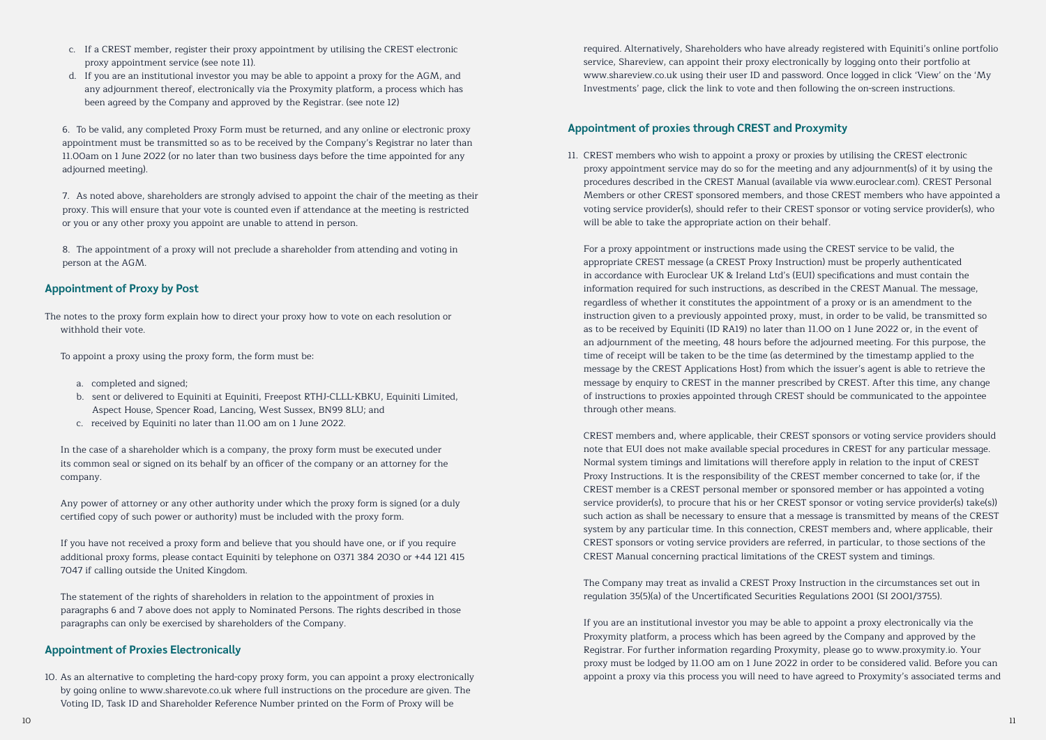c. If a CREST member, register their proxy appointment by utilising the CREST electronic proxy appointment service (see note 11).

d. If you are an institutional investor you may be able to appoint a proxy for the AGM, and any adjournment thereof, electronically via the Proxymity platform, a process which has been agreed by the Company and approved by the Registrar. (see note 12)

6. To be valid, any completed Proxy Form must be returned, and any online or electronic proxy appointment must be transmitted so as to be received by the Company's Registrar no later than 11.00am on 1 June 2022 (or no later than two business days before the time appointed for any adjourned meeting).

7. As noted above, shareholders are strongly advised to appoint the chair of the meeting as their proxy. This will ensure that your vote is counted even if attendance at the meeting is restricted or you or any other proxy you appoint are unable to attend in person.

8. The appointment of a proxy will not preclude a shareholder from attending and voting in person at the AGM.

## Appointment of Proxy by Post

The notes to the proxy form explain how to direct your proxy how to vote on each resolution or withhold their vote.

To appoint a proxy using the proxy form, the form must be:

a. completed and signed;
b. sent or delivered to Equiniti at Equiniti, Freepost RTHJ-CLLL-KBKU, Equiniti Limited, Aspect House, Spencer Road, Lancing, West Sussex, BN99 8LU; and
c. received by Equiniti no later than 11.00 am on 1 June 2022.

In the case of a shareholder which is a company, the proxy form must be executed under its common seal or signed on its behalf by an officer of the company or an attorney for the company.

Any power of attorney or any other authority under which the proxy form is signed (or a duly certified copy of such power or authority) must be included with the proxy form.

If you have not received a proxy form and believe that you should have one, or if you require additional proxy forms, please contact Equiniti by telephone on 0371 384 2030 or +44 121 415 7047 if calling outside the United Kingdom.

The statement of the rights of shareholders in relation to the appointment of proxies in paragraphs 6 and 7 above does not apply to Nominated Persons. The rights described in those paragraphs can only be exercised by shareholders of the Company.

## Appointment of Proxies Electronically

10. As an alternative to completing the hard-copy proxy form, you can appoint a proxy electronically by going online to www.sharevote.co.uk where full instructions on the procedure are given. The Voting ID, Task ID and Shareholder Reference Number printed on the Form of Proxy will be required. Alternatively, Shareholders who have already registered with Equiniti's online portfolio service, Shareview, can appoint their proxy electronically by logging onto their portfolio at www.shareview.co.uk using their user ID and password. Once logged in click 'View' on the 'My Investments' page, click the link to vote and then following the on-screen instructions.

## Appointment of proxies through CREST and Proxymity

11. CREST members who wish to appoint a proxy or proxies by utilising the CREST electronic proxy appointment service may do so for the meeting and any adjournment(s) of it by using the procedures described in the CREST Manual (available via www.euroclear.com). CREST Personal Members or other CREST sponsored members, and those CREST members who have appointed a voting service provider(s), should refer to their CREST sponsor or voting service provider(s), who will be able to take the appropriate action on their behalf.

For a proxy appointment or instructions made using the CREST service to be valid, the appropriate CREST message (a CREST Proxy Instruction) must be properly authenticated in accordance with Euroclear UK & Ireland Ltd's (EUI) specifications and must contain the information required for such instructions, as described in the CREST Manual. The message, regardless of whether it constitutes the appointment of a proxy or is an amendment to the instruction given to a previously appointed proxy, must, in order to be valid, be transmitted so as to be received by Equiniti (ID RA19) no later than 11.00 on 1 June 2022 or, in the event of an adjournment of the meeting, 48 hours before the adjourned meeting. For this purpose, the time of receipt will be taken to be the time (as determined by the timestamp applied to the message by the CREST Applications Host) from which the issuer's agent is able to retrieve the message by enquiry to CREST in the manner prescribed by CREST. After this time, any change of instructions to proxies appointed through CREST should be communicated to the appointee through other means.

CREST members and, where applicable, their CREST sponsors or voting service providers should note that EUI does not make available special procedures in CREST for any particular message. Normal system timings and limitations will therefore apply in relation to the input of CREST Proxy Instructions. It is the responsibility of the CREST member concerned to take (or, if the CREST member is a CREST personal member or sponsored member or has appointed a voting service provider(s), to procure that his or her CREST sponsor or voting service provider(s) take(s)) such action as shall be necessary to ensure that a message is transmitted by means of the CREST system by any particular time. In this connection, CREST members and, where applicable, their CREST sponsors or voting service providers are referred, in particular, to those sections of the CREST Manual concerning practical limitations of the CREST system and timings.

The Company may treat as invalid a CREST Proxy Instruction in the circumstances set out in regulation 35(5)(a) of the Uncertificated Securities Regulations 2001 (SI 2001/3755).

If you are an institutional investor you may be able to appoint a proxy electronically via the Proxymity platform, a process which has been agreed by the Company and approved by the Registrar. For further information regarding Proxymity, please go to www.proxymity.io. Your proxy must be lodged by 11.00 am on 1 June 2022 in order to be considered valid. Before you can appoint a proxy via this process you will need to have agreed to Proxymity's associated terms and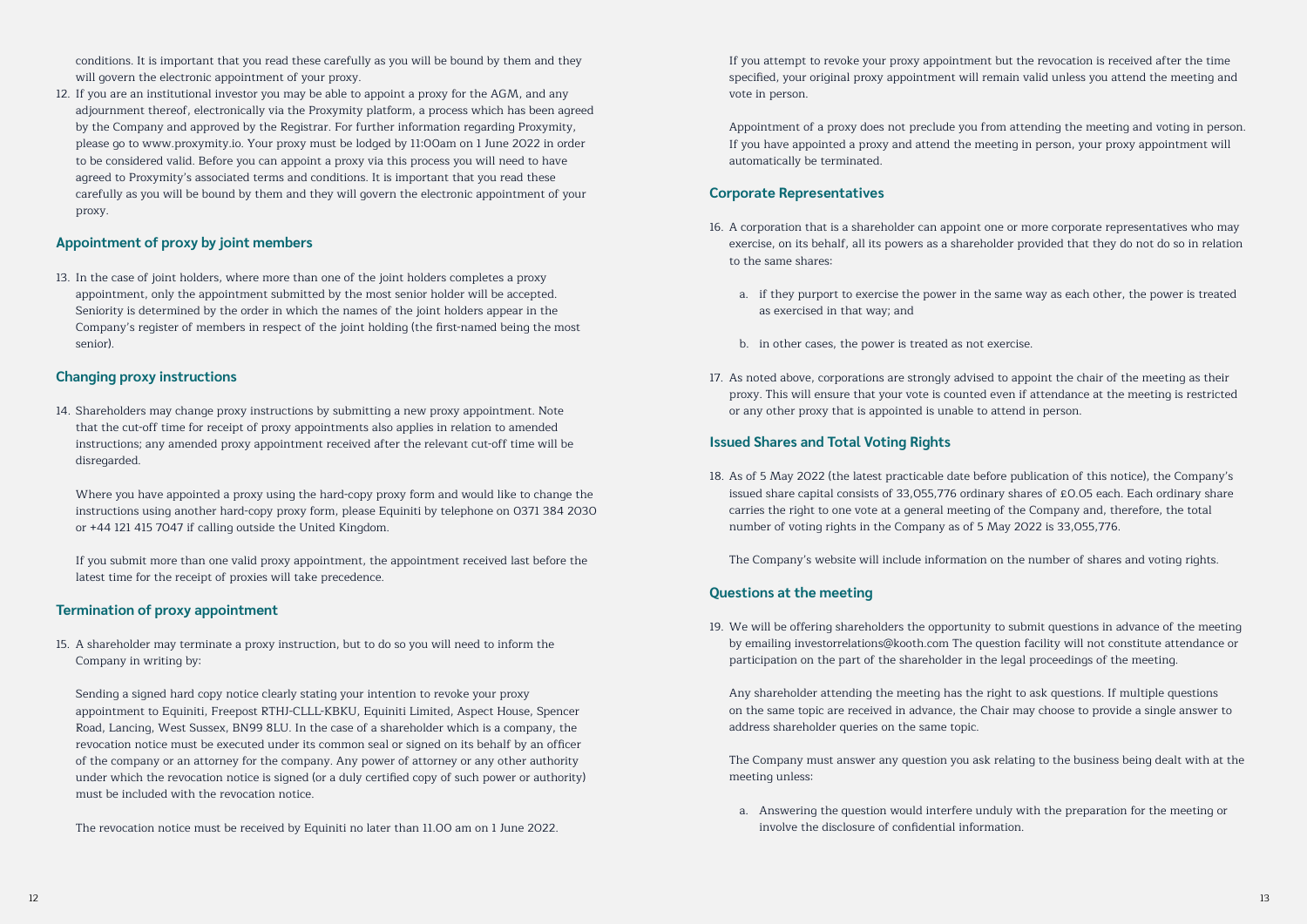conditions. It is important that you read these carefully as you will be bound by them and they will govern the electronic appointment of your proxy.

12. If you are an institutional investor you may be able to appoint a proxy for the AGM, and any adjournment thereof, electronically via the Proxymity platform, a process which has been agreed by the Company and approved by the Registrar. For further information regarding Proxymity, please go to www.proxymity.io. Your proxy must be lodged by 11:00am on 1 June 2022 in order to be considered valid. Before you can appoint a proxy via this process you will need to have agreed to Proxymity's associated terms and conditions. It is important that you read these carefully as you will be bound by them and they will govern the electronic appointment of your proxy.

### Appointment of proxy by joint members

13. In the case of joint holders, where more than one of the joint holders completes a proxy appointment, only the appointment submitted by the most senior holder will be accepted. Seniority is determined by the order in which the names of the joint holders appear in the Company's register of members in respect of the joint holding (the first-named being the most senior).

### Changing proxy instructions

14. Shareholders may change proxy instructions by submitting a new proxy appointment. Note that the cut-off time for receipt of proxy appointments also applies in relation to amended instructions; any amended proxy appointment received after the relevant cut-off time will be disregarded.

    Where you have appointed a proxy using the hard-copy proxy form and would like to change the instructions using another hard-copy proxy form, please Equiniti by telephone on 0371 384 2030 or +44 121 415 7047 if calling outside the United Kingdom.

    If you submit more than one valid proxy appointment, the appointment received last before the latest time for the receipt of proxies will take precedence.

### Termination of proxy appointment

15. A shareholder may terminate a proxy instruction, but to do so you will need to inform the Company in writing by:

    Sending a signed hard copy notice clearly stating your intention to revoke your proxy appointment to Equiniti, Freepost RTHJ-CLLL-KBKU, Equiniti Limited, Aspect House, Spencer Road, Lancing, West Sussex, BN99 8LU. In the case of a shareholder which is a company, the revocation notice must be executed under its common seal or signed on its behalf by an officer of the company or an attorney for the company. Any power of attorney or any other authority under which the revocation notice is signed (or a duly certified copy of such power or authority) must be included with the revocation notice.

    The revocation notice must be received by Equiniti no later than 11.00 am on 1 June 2022.

    If you attempt to revoke your proxy appointment but the revocation is received after the time specified, your original proxy appointment will remain valid unless you attend the meeting and vote in person.

    Appointment of a proxy does not preclude you from attending the meeting and voting in person. If you have appointed a proxy and attend the meeting in person, your proxy appointment will automatically be terminated.

### Corporate Representatives

16. A corporation that is a shareholder can appoint one or more corporate representatives who may exercise, on its behalf, all its powers as a shareholder provided that they do not do so in relation to the same shares:

    a. if they purport to exercise the power in the same way as each other, the power is treated as exercised in that way; and

    b. in other cases, the power is treated as not exercise.

17. As noted above, corporations are strongly advised to appoint the chair of the meeting as their proxy. This will ensure that your vote is counted even if attendance at the meeting is restricted or any other proxy that is appointed is unable to attend in person.

### Issued Shares and Total Voting Rights

18. As of 5 May 2022 (the latest practicable date before publication of this notice), the Company's issued share capital consists of 33,055,776 ordinary shares of £0.05 each. Each ordinary share carries the right to one vote at a general meeting of the Company and, therefore, the total number of voting rights in the Company as of 5 May 2022 is 33,055,776.

    The Company's website will include information on the number of shares and voting rights.

### Questions at the meeting

19. We will be offering shareholders the opportunity to submit questions in advance of the meeting by emailing investorrelations@kooth.com The question facility will not constitute attendance or participation on the part of the shareholder in the legal proceedings of the meeting.

    Any shareholder attending the meeting has the right to ask questions. If multiple questions on the same topic are received in advance, the Chair may choose to provide a single answer to address shareholder queries on the same topic.

    The Company must answer any question you ask relating to the business being dealt with at the meeting unless:

    a. Answering the question would interfere unduly with the preparation for the meeting or involve the disclosure of confidential information.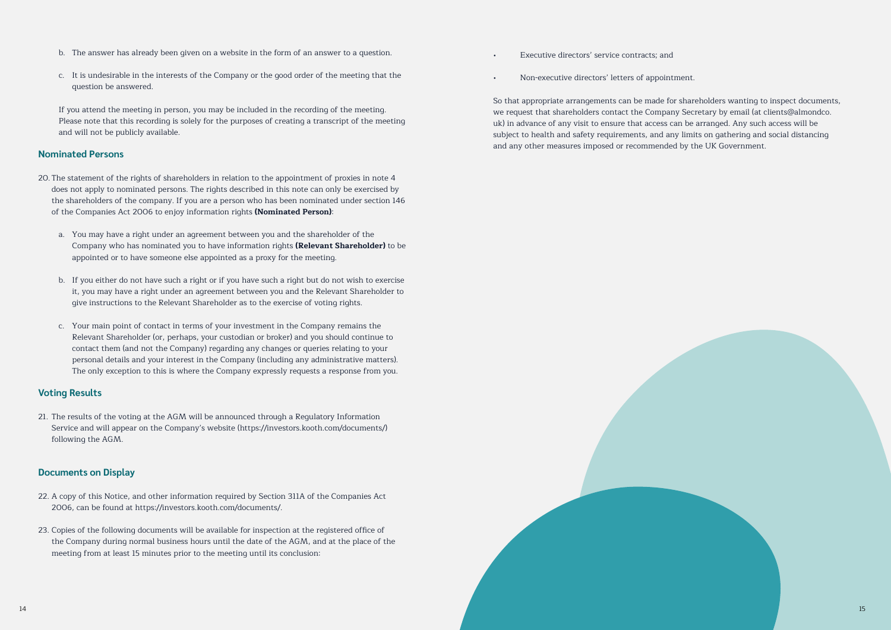b. The answer has already been given on a website in the form of an answer to a question.

c. It is undesirable in the interests of the Company or the good order of the meeting that the question be answered.

If you attend the meeting in person, you may be included in the recording of the meeting. Please note that this recording is solely for the purposes of creating a transcript of the meeting and will not be publicly available.

## Nominated Persons

20. The statement of the rights of shareholders in relation to the appointment of proxies in note 4 does not apply to nominated persons. The rights described in this note can only be exercised by the shareholders of the company. If you are a person who has been nominated under section 146 of the Companies Act 2006 to enjoy information rights **(Nominated Person)**:

    a. You may have a right under an agreement between you and the shareholder of the Company who has nominated you to have information rights **(Relevant Shareholder)** to be appointed or to have someone else appointed as a proxy for the meeting.

    b. If you either do not have such a right or if you have such a right but do not wish to exercise it, you may have a right under an agreement between you and the Relevant Shareholder to give instructions to the Relevant Shareholder as to the exercise of voting rights.

    c. Your main point of contact in terms of your investment in the Company remains the Relevant Shareholder (or, perhaps, your custodian or broker) and you should continue to contact them (and not the Company) regarding any changes or queries relating to your personal details and your interest in the Company (including any administrative matters). The only exception to this is where the Company expressly requests a response from you.

## Voting Results

21. The results of the voting at the AGM will be announced through a Regulatory Information Service and will appear on the Company's website (https://investors.kooth.com/documents/) following the AGM.

## Documents on Display

22. A copy of this Notice, and other information required by Section 311A of the Companies Act 2006, can be found at https://investors.kooth.com/documents/.

23. Copies of the following documents will be available for inspection at the registered office of the Company during normal business hours until the date of the AGM, and at the place of the meeting from at least 15 minutes prior to the meeting until its conclusion:

    - Executive directors' service contracts; and
    - Non-executive directors' letters of appointment.

So that appropriate arrangements can be made for shareholders wanting to inspect documents, we request that shareholders contact the Company Secretary by email (at clients@almondco.uk) in advance of any visit to ensure that access can be arranged. Any such access will be subject to health and safety requirements, and any limits on gathering and social distancing and any other measures imposed or recommended by the UK Government.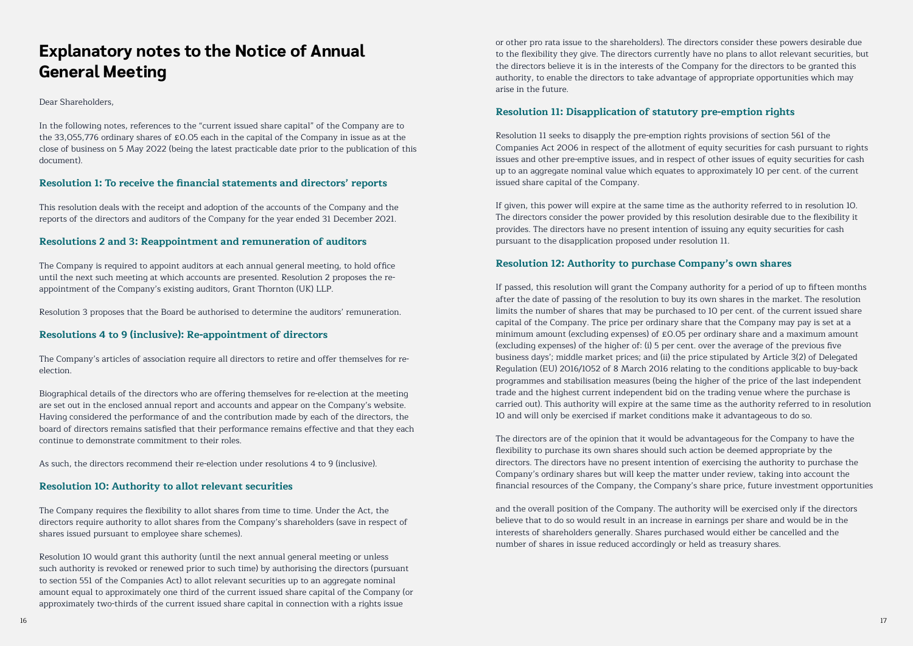# Explanatory notes to the Notice of Annual General Meeting

Dear Shareholders,

In the following notes, references to the "current issued share capital" of the Company are to the 33,055,776 ordinary shares of £0.05 each in the capital of the Company in issue as at the close of business on 5 May 2022 (being the latest practicable date prior to the publication of this document).

### Resolution 1: To receive the financial statements and directors' reports

This resolution deals with the receipt and adoption of the accounts of the Company and the reports of the directors and auditors of the Company for the year ended 31 December 2021.

### Resolutions 2 and 3: Reappointment and remuneration of auditors

The Company is required to appoint auditors at each annual general meeting, to hold office until the next such meeting at which accounts are presented. Resolution 2 proposes the re-appointment of the Company's existing auditors, Grant Thornton (UK) LLP.

Resolution 3 proposes that the Board be authorised to determine the auditors' remuneration.

### Resolutions 4 to 9 (inclusive): Re-appointment of directors

The Company's articles of association require all directors to retire and offer themselves for re-election.

Biographical details of the directors who are offering themselves for re-election at the meeting are set out in the enclosed annual report and accounts and appear on the Company's website. Having considered the performance of and the contribution made by each of the directors, the board of directors remains satisfied that their performance remains effective and that they each continue to demonstrate commitment to their roles.

As such, the directors recommend their re-election under resolutions 4 to 9 (inclusive).

### Resolution 10: Authority to allot relevant securities

The Company requires the flexibility to allot shares from time to time. Under the Act, the directors require authority to allot shares from the Company's shareholders (save in respect of shares issued pursuant to employee share schemes).

Resolution 10 would grant this authority (until the next annual general meeting or unless such authority is revoked or renewed prior to such time) by authorising the directors (pursuant to section 551 of the Companies Act) to allot relevant securities up to an aggregate nominal amount equal to approximately one third of the current issued share capital of the Company (or approximately two-thirds of the current issued share capital in connection with a rights issue or other pro rata issue to the shareholders). The directors consider these powers desirable due to the flexibility they give. The directors currently have no plans to allot relevant securities, but the directors believe it is in the interests of the Company for the directors to be granted this authority, to enable the directors to take advantage of appropriate opportunities which may arise in the future.

### Resolution 11: Disapplication of statutory pre-emption rights

Resolution 11 seeks to disapply the pre-emption rights provisions of section 561 of the Companies Act 2006 in respect of the allotment of equity securities for cash pursuant to rights issues and other pre-emptive issues, and in respect of other issues of equity securities for cash up to an aggregate nominal value which equates to approximately 10 per cent. of the current issued share capital of the Company.

If given, this power will expire at the same time as the authority referred to in resolution 10. The directors consider the power provided by this resolution desirable due to the flexibility it provides. The directors have no present intention of issuing any equity securities for cash pursuant to the disapplication proposed under resolution 11.

### Resolution 12: Authority to purchase Company's own shares

If passed, this resolution will grant the Company authority for a period of up to fifteen months after the date of passing of the resolution to buy its own shares in the market. The resolution limits the number of shares that may be purchased to 10 per cent. of the current issued share capital of the Company. The price per ordinary share that the Company may pay is set at a minimum amount (excluding expenses) of £0.05 per ordinary share and a maximum amount (excluding expenses) of the higher of: (i) 5 per cent. over the average of the previous five business days' middle market prices; and (ii) the price stipulated by Article 3(2) of Delegated Regulation (EU) 2016/1052 of 8 March 2016 relating to the conditions applicable to buy-back programmes and stabilisation measures (being the higher of the price of the last independent trade and the highest current independent bid on the trading venue where the purchase is carried out). This authority will expire at the same time as the authority referred to in resolution 10 and will only be exercised if market conditions make it advantageous to do so.

The directors are of the opinion that it would be advantageous for the Company to have the flexibility to purchase its own shares should such action be deemed appropriate by the directors. The directors have no present intention of exercising the authority to purchase the Company's ordinary shares but will keep the matter under review, taking into account the financial resources of the Company, the Company's share price, future investment opportunities and the overall position of the Company. The authority will be exercised only if the directors believe that to do so would result in an increase in earnings per share and would be in the interests of shareholders generally. Shares purchased would either be cancelled and the number of shares in issue reduced accordingly or held as treasury shares.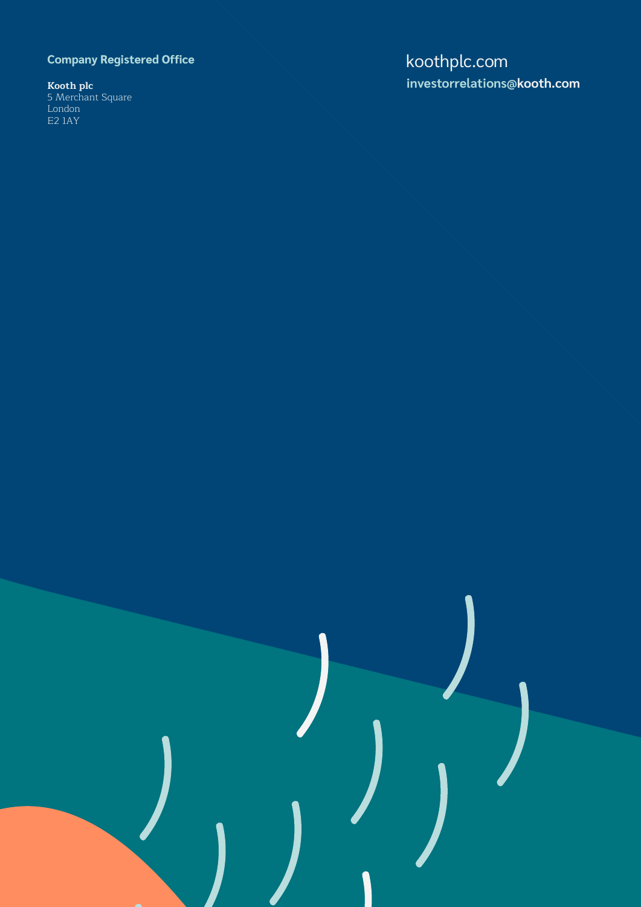**Company Registered Office**

**Kooth plc**
5 Merchant Square
London
E2 1AY

koothplc.com
investorrelations@kooth.com